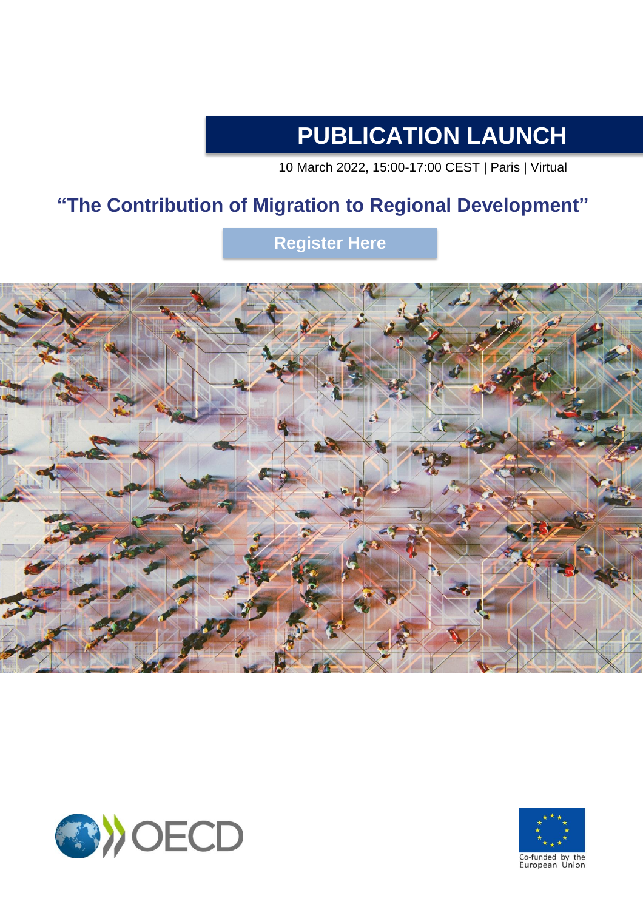# PUBLICATION LAUNCH

10 March 2022, 15:00-17:00 CEST | Paris | Virtual

## "The Contribution of Migration to Regional Development"

**Register Here**

Co-funded by the European Union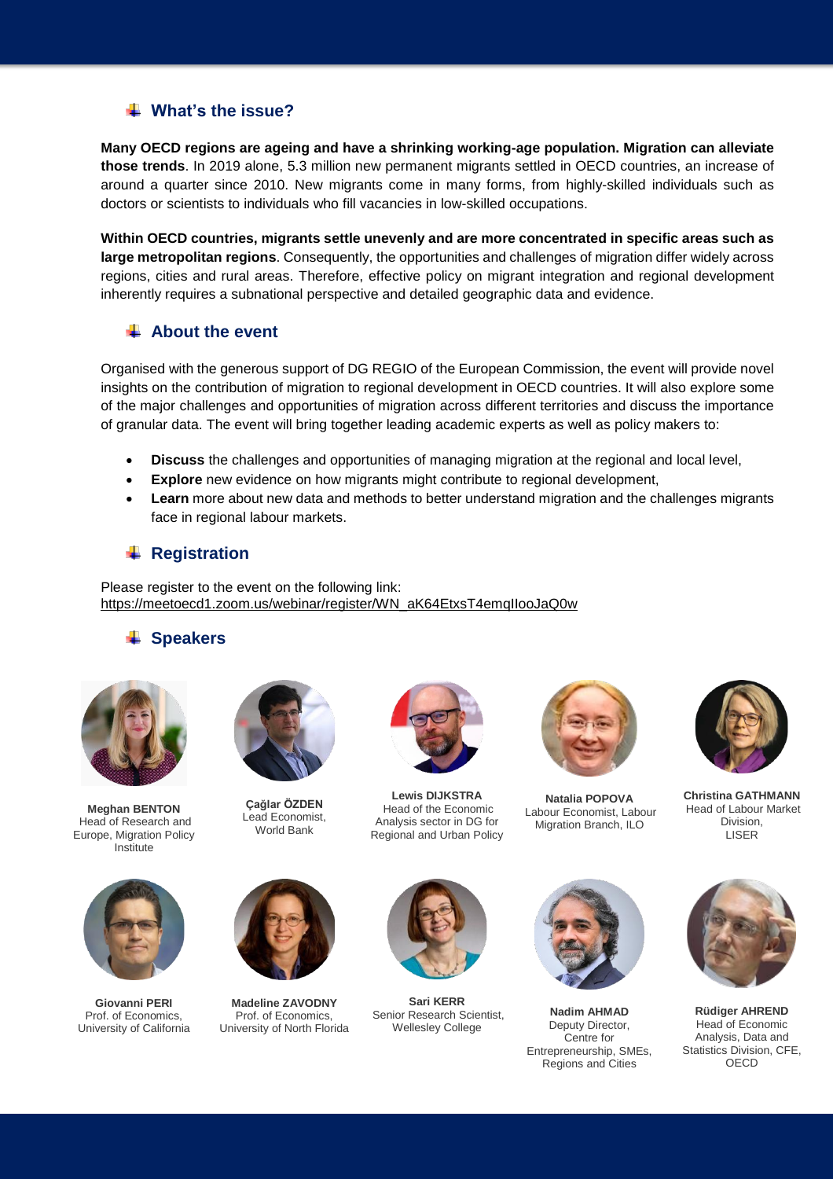## What's the issue?

**Many OECD regions are ageing and have a shrinking working-age population. Migration can alleviate those trends**. In 2019 alone, 5.3 million new permanent migrants settled in OECD countries, an increase of around a quarter since 2010. New migrants come in many forms, from highly-skilled individuals such as doctors or scientists to individuals who fill vacancies in low-skilled occupations.

**Within OECD countries, migrants settle unevenly and are more concentrated in specific areas such as large metropolitan regions**. Consequently, the opportunities and challenges of migration differ widely across regions, cities and rural areas. Therefore, effective policy on migrant integration and regional development inherently requires a subnational perspective and detailed geographic data and evidence.

## About the event

Organised with the generous support of DG REGIO of the European Commission, the event will provide novel insights on the contribution of migration to regional development in OECD countries. It will also explore some of the major challenges and opportunities of migration across different territories and discuss the importance of granular data. The event will bring together leading academic experts as well as policy makers to:

- **Discuss** the challenges and opportunities of managing migration at the regional and local level,
- **Explore** new evidence on how migrants might contribute to regional development,
- **Learn** more about new data and methods to better understand migration and the challenges migrants face in regional labour markets.

## Registration

Please register to the event on the following link:
https://meetoecd1.zoom.us/webinar/register/WN_aK64EtxsT4emqIlooJaQ0w

## Speakers

**Meghan BENTON**
Head of Research and Europe, Migration Policy Institute

**Çağlar ÖZDEN**
Lead Economist, World Bank

**Lewis DIJKSTRA**
Head of the Economic Analysis sector in DG for Regional and Urban Policy

**Natalia POPOVA**
Labour Economist, Labour Migration Branch, ILO

**Christina GATHMANN**
Head of Labour Market Division, LISER

**Giovanni PERI**
Prof. of Economics, University of California

**Madeline ZAVODNY**
Prof. of Economics, University of North Florida

**Sari KERR**
Senior Research Scientist, Wellesley College

**Nadim AHMAD**
Deputy Director, Centre for Entrepreneurship, SMEs, Regions and Cities

**Rüdiger AHREND**
Head of Economic Analysis, Data and Statistics Division, CFE, OECD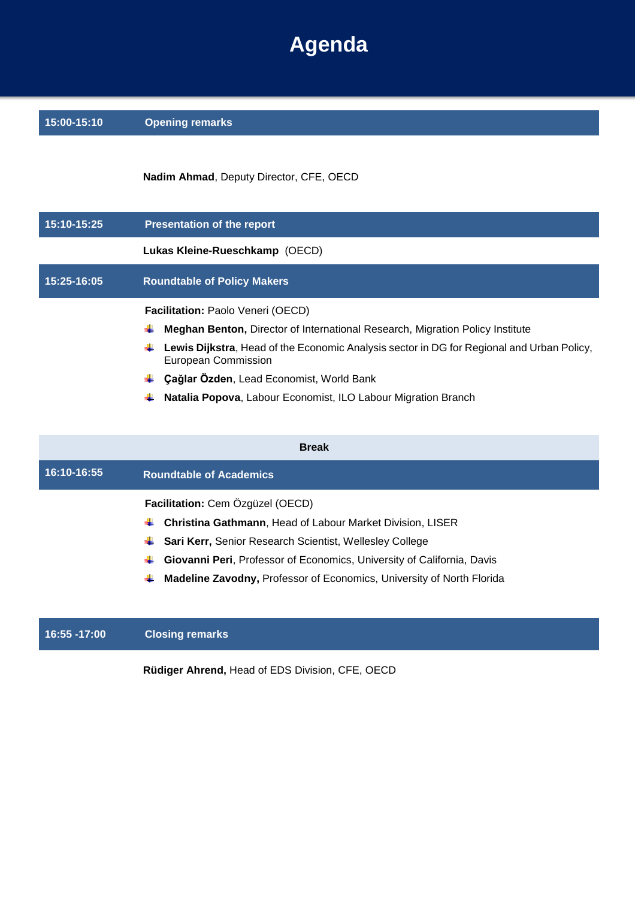# Agenda

## 15:00-15:10 Opening remarks

**Nadim Ahmad**, Deputy Director, CFE, OECD

## 15:10-15:25 Presentation of the report

**Lukas Kleine-Rueschkamp** (OECD)

## 15:25-16:05 Roundtable of Policy Makers

**Facilitation:** Paolo Veneri (OECD)

- **Meghan Benton,** Director of International Research, Migration Policy Institute
- **Lewis Dijkstra**, Head of the Economic Analysis sector in DG for Regional and Urban Policy, European Commission
- **Çağlar Özden**, Lead Economist, World Bank
- **Natalia Popova**, Labour Economist, ILO Labour Migration Branch

**Break**

## 16:10-16:55 Roundtable of Academics

**Facilitation:** Cem Özgüzel (OECD)

- **Christina Gathmann**, Head of Labour Market Division, LISER
- **Sari Kerr,** Senior Research Scientist, Wellesley College
- **Giovanni Peri**, Professor of Economics, University of California, Davis
- **Madeline Zavodny,** Professor of Economics, University of North Florida

## 16:55 -17:00 Closing remarks

**Rüdiger Ahrend,** Head of EDS Division, CFE, OECD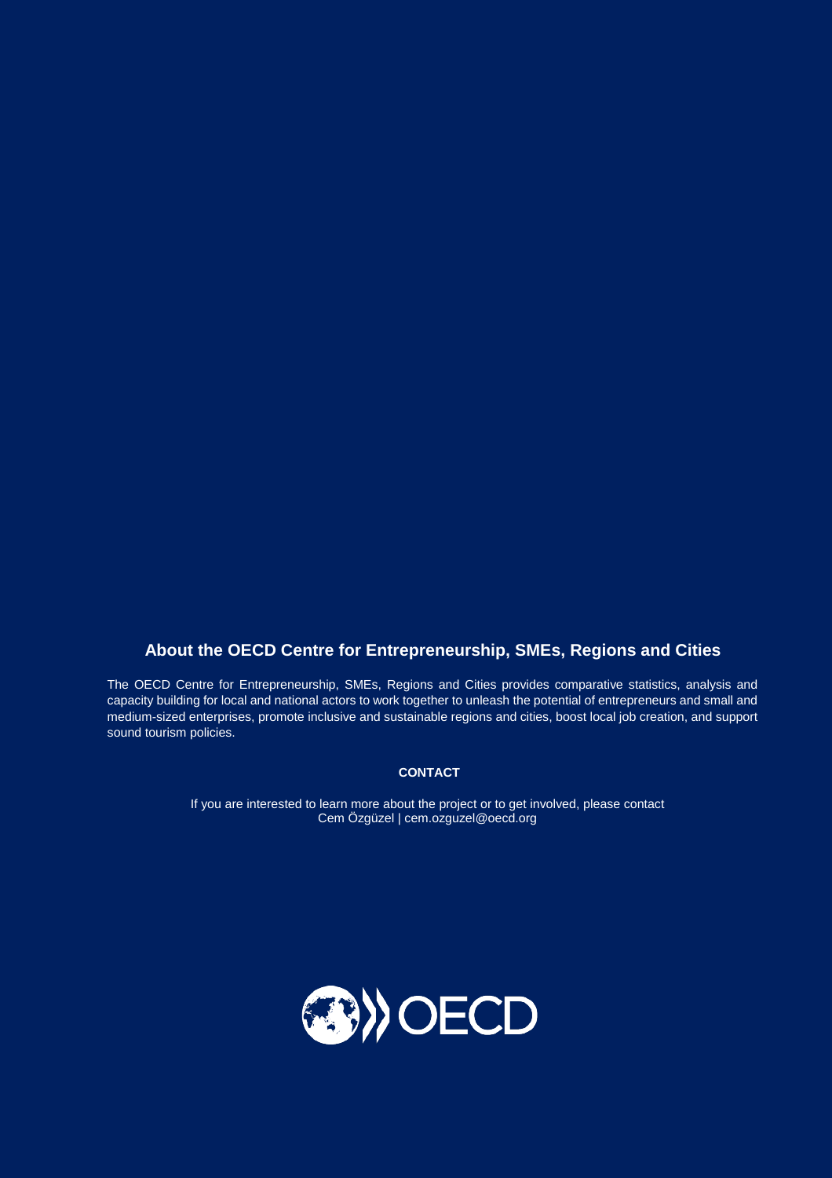## About the OECD Centre for Entrepreneurship, SMEs, Regions and Cities

The OECD Centre for Entrepreneurship, SMEs, Regions and Cities provides comparative statistics, analysis and capacity building for local and national actors to work together to unleash the potential of entrepreneurs and small and medium-sized enterprises, promote inclusive and sustainable regions and cities, boost local job creation, and support sound tourism policies.

**CONTACT**

If you are interested to learn more about the project or to get involved, please contact
Cem Özgüzel | cem.ozguzel@oecd.org

OECD